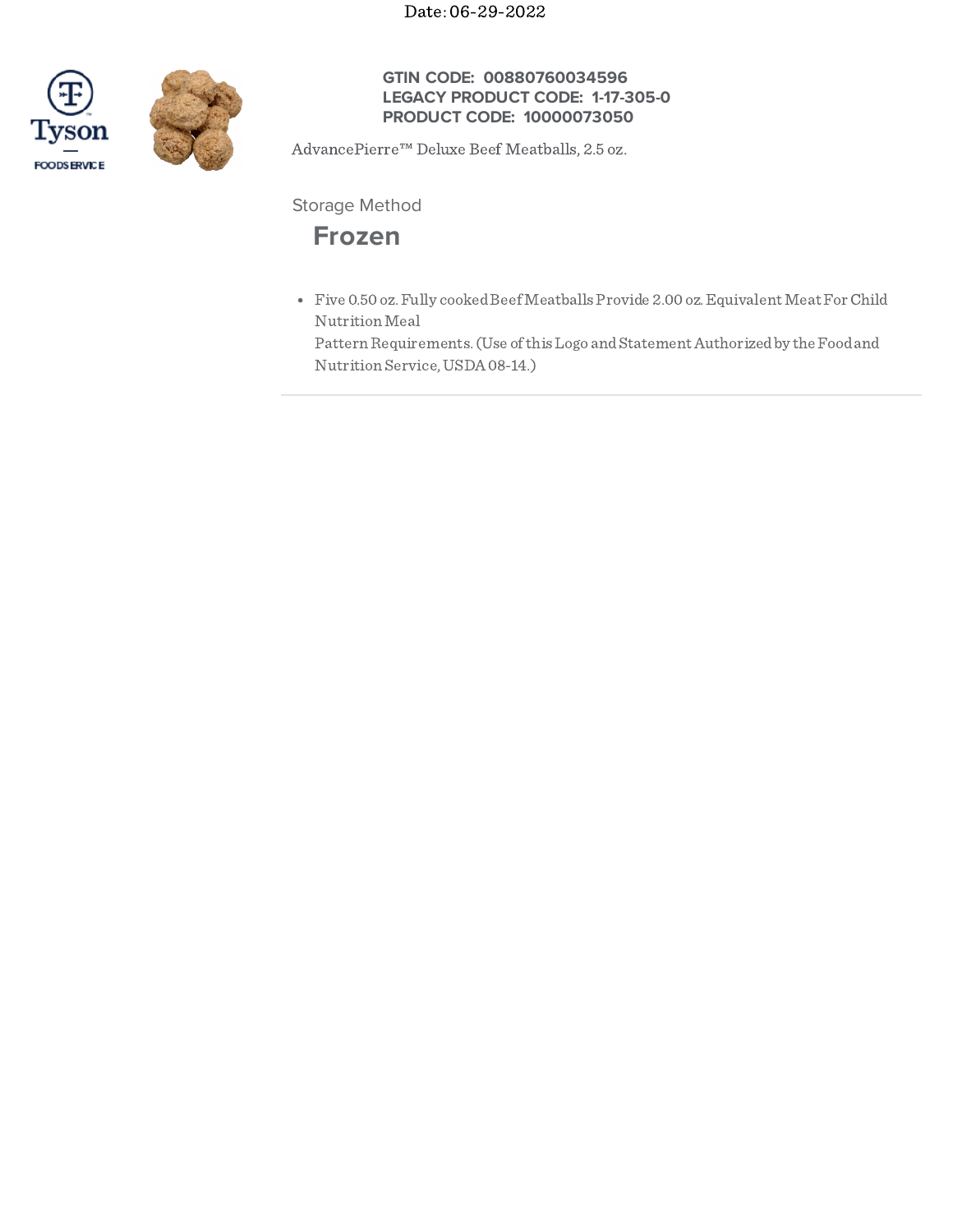Date: 06-29-2022

**GTIN CODE: 00880760034596**
**LEGACY PRODUCT CODE: 1-17-305-0**
**PRODUCT CODE: 10000073050**

AdvancePierre™ Deluxe Beef Meatballs, 2.5 oz.

Storage Method

## Frozen

- Five 0.50 oz. Fully cooked Beef Meatballs Provide 2.00 oz. Equivalent Meat For Child Nutrition Meal Pattern Requirements. (Use of this Logo and Statement Authorized by the Food and Nutrition Service, USDA 08-14.)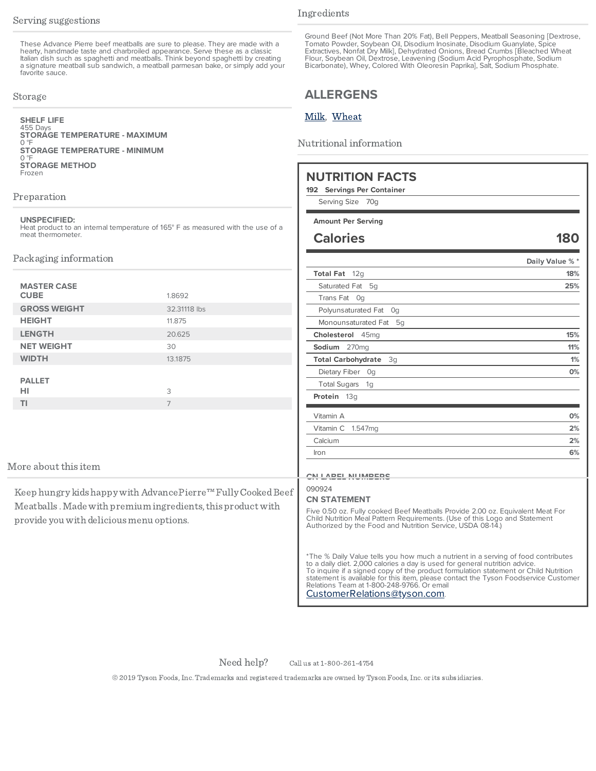## Serving suggestions

These Advance Pierre beef meatballs are sure to please. They are made with a hearty, handmade taste and charbroiled appearance. Serve these as a classic Italian dish such as spaghetti and meatballs. Think beyond spaghetti by creating a signature meatball sub sandwich, a meatball parmesan bake, or simply add your favorite sauce.

## Storage

**SHELF LIFE**
455 Days
**STORAGE TEMPERATURE - MAXIMUM**
0 °F
**STORAGE TEMPERATURE - MINIMUM**
0 °F
**STORAGE METHOD**
Frozen

## Preparation

**UNSPECIFIED:**
Heat product to an internal temperature of 165° F as measured with the use of a meat thermometer.

## Packaging information

| MASTER CASE | |
|---|---|
| **CUBE** | 1.8692 |
| **GROSS WEIGHT** | 32.31118 lbs |
| **HEIGHT** | 11.875 |
| **LENGTH** | 20.625 |
| **NET WEIGHT** | 30 |
| **WIDTH** | 13.1875 |

| PALLET | |
|---|---|
| **HI** | 3 |
| **TI** | 7 |

## Ingredients

Ground Beef (Not More Than 20% Fat), Bell Peppers, Meatball Seasoning [Dextrose, Tomato Powder, Soybean Oil, Disodium Inosinate, Disodium Guanylate, Spice Extractives, Nonfat Dry Milk], Dehydrated Onions, Bread Crumbs [Bleached Wheat Flour, Soybean Oil, Dextrose, Leavening (Sodium Acid Pyrophosphate, Sodium Bicarbonate), Whey, Colored With Oleoresin Paprika], Salt, Sodium Phosphate.

## ALLERGENS

Milk, Wheat

## Nutritional information

### NUTRITION FACTS

**192 Servings Per Container**
Serving Size 70g

**Amount Per Serving**

| | |
|---|---|
| **Calories** | **180** |
| | **Daily Value % *** |
| **Total Fat** 12g | **18%** |
| Saturated Fat 5g | **25%** |
| Trans Fat 0g | |
| Polyunsaturated Fat 0g | |
| Monounsaturated Fat 5g | |
| **Cholesterol** 45mg | **15%** |
| **Sodium** 270mg | **11%** |
| **Total Carbohydrate** 3g | **1%** |
| Dietary Fiber 0g | **0%** |
| Total Sugars 1g | |
| **Protein** 13g | |
| Vitamin A | **0%** |
| Vitamin C 1.547mg | **2%** |
| Calcium | **2%** |
| Iron | **6%** |

**CN LABEL NUMBERS**
090924
**CN STATEMENT**
Five 0.50 oz. Fully cooked Beef Meatballs Provide 2.00 oz. Equivalent Meat For Child Nutrition Meal Pattern Requirements. (Use of this Logo and Statement Authorized by the Food and Nutrition Service, USDA 08-14.)

*The % Daily Value tells you how much a nutrient in a serving of food contributes to a daily diet. 2,000 calories a day is used for general nutrition advice.
To inquire if a signed copy of the product formulation statement or Child Nutrition statement is available for this item, please contact the Tyson Foodservice Customer Relations Team at 1-800-248-9766. Or email CustomerRelations@tyson.com.

## More about this item

Keep hungry kids happy with AdvancePierre™ Fully Cooked Beef Meatballs . Made with premium ingredients, this product with provide you with delicious menu options.

Need help? Call us at 1-800-261-4754

© 2019 Tyson Foods, Inc. Trademarks and registered trademarks are owned by Tyson Foods, Inc. or its subsidiaries.